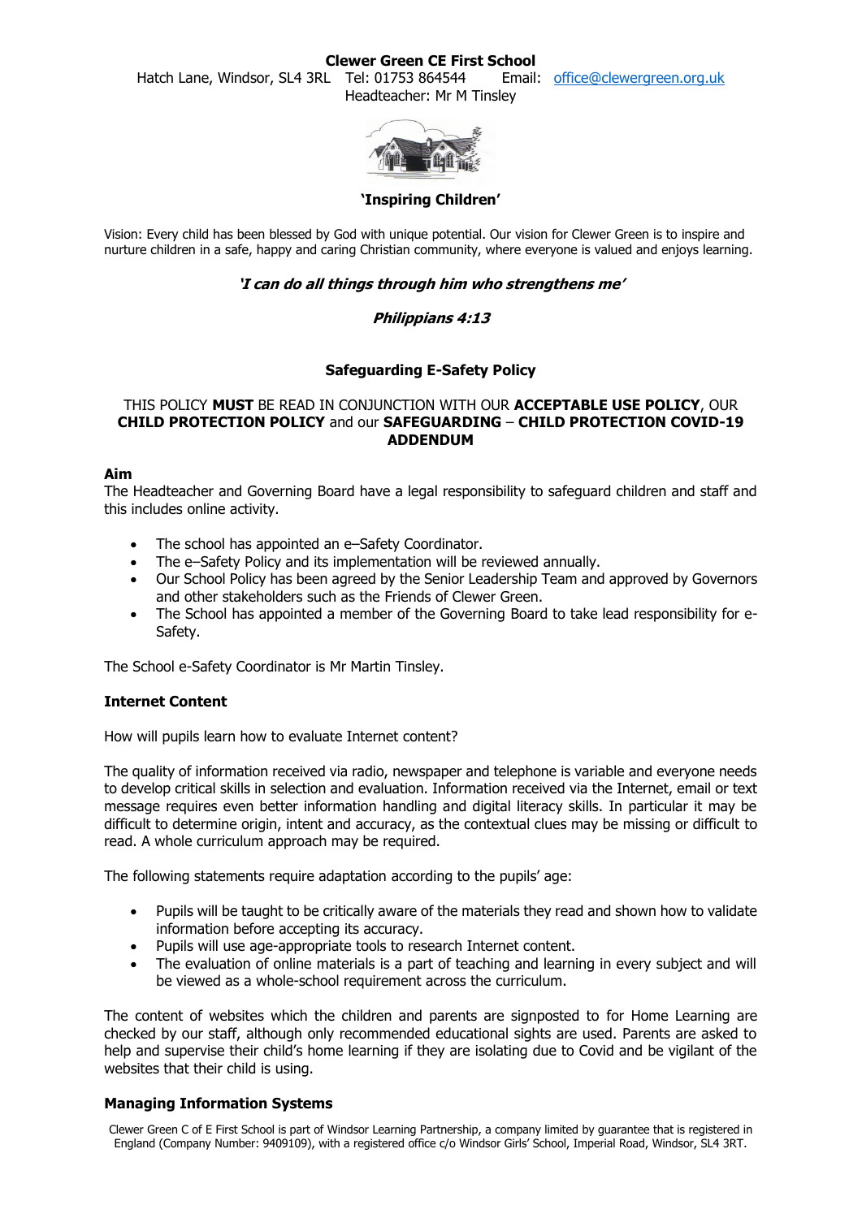**Clewer Green CE First School**

Hatch Lane, Windsor, SL4 3RL Tel: 01753 864544 Email: office@clewergreen.org.uk

Headteacher: Mr M Tinsley

**'Inspiring Children'**

Vision: Every child has been blessed by God with unique potential. Our vision for Clewer Green is to inspire and nurture children in a safe, happy and caring Christian community, where everyone is valued and enjoys learning.

***'I can do all things through him who strengthens me'***

***Philippians 4:13***

# Safeguarding E-Safety Policy

THIS POLICY **MUST** BE READ IN CONJUNCTION WITH OUR **ACCEPTABLE USE POLICY**, OUR **CHILD PROTECTION POLICY** and our **SAFEGUARDING** – **CHILD PROTECTION COVID-19 ADDENDUM**

## Aim

The Headteacher and Governing Board have a legal responsibility to safeguard children and staff and this includes online activity.

- The school has appointed an e–Safety Coordinator.
- The e–Safety Policy and its implementation will be reviewed annually.
- Our School Policy has been agreed by the Senior Leadership Team and approved by Governors and other stakeholders such as the Friends of Clewer Green.
- The School has appointed a member of the Governing Board to take lead responsibility for e-Safety.

The School e-Safety Coordinator is Mr Martin Tinsley.

## Internet Content

How will pupils learn how to evaluate Internet content?

The quality of information received via radio, newspaper and telephone is variable and everyone needs to develop critical skills in selection and evaluation. Information received via the Internet, email or text message requires even better information handling and digital literacy skills. In particular it may be difficult to determine origin, intent and accuracy, as the contextual clues may be missing or difficult to read. A whole curriculum approach may be required.

The following statements require adaptation according to the pupils' age:

- Pupils will be taught to be critically aware of the materials they read and shown how to validate information before accepting its accuracy.
- Pupils will use age-appropriate tools to research Internet content.
- The evaluation of online materials is a part of teaching and learning in every subject and will be viewed as a whole-school requirement across the curriculum.

The content of websites which the children and parents are signposted to for Home Learning are checked by our staff, although only recommended educational sights are used. Parents are asked to help and supervise their child's home learning if they are isolating due to Covid and be vigilant of the websites that their child is using.

## Managing Information Systems

Clewer Green C of E First School is part of Windsor Learning Partnership, a company limited by guarantee that is registered in England (Company Number: 9409109), with a registered office c/o Windsor Girls' School, Imperial Road, Windsor, SL4 3RT.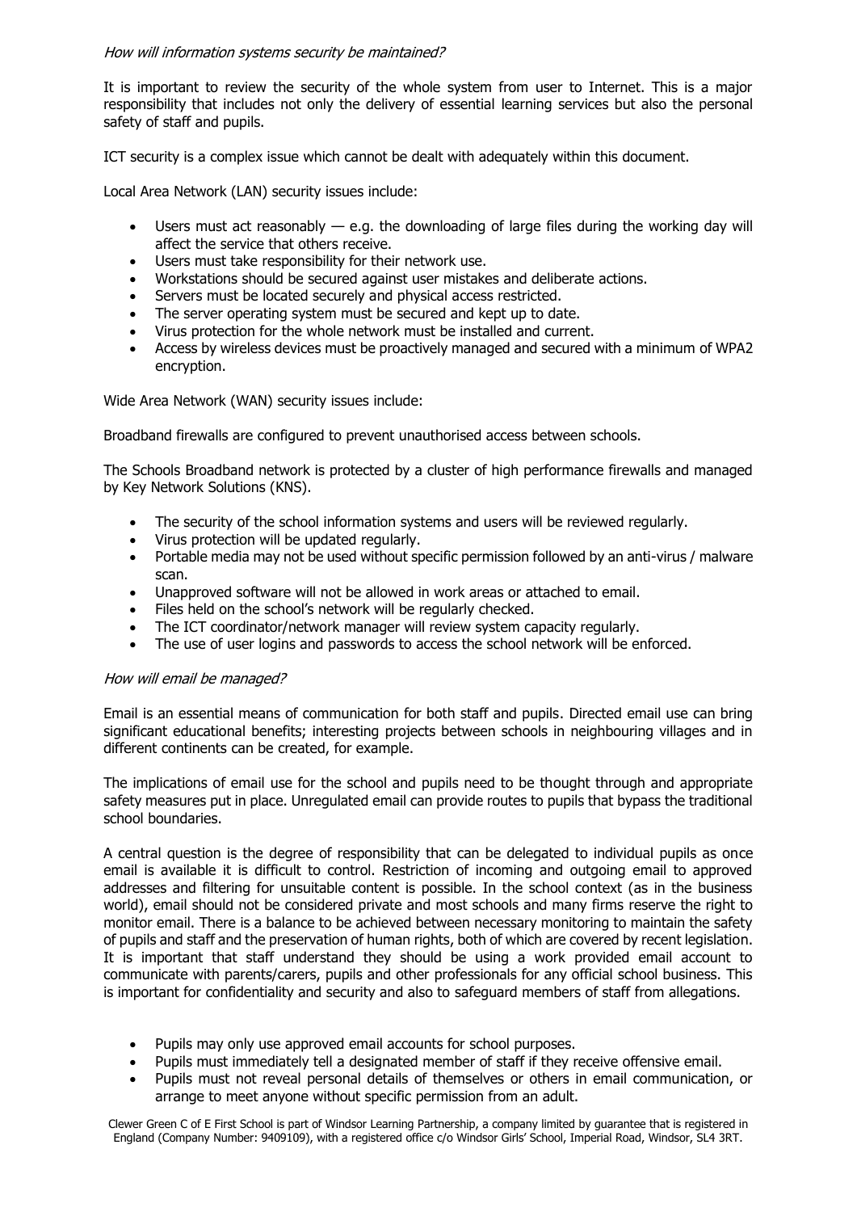*How will information systems security be maintained?*

It is important to review the security of the whole system from user to Internet. This is a major responsibility that includes not only the delivery of essential learning services but also the personal safety of staff and pupils.

ICT security is a complex issue which cannot be dealt with adequately within this document.

Local Area Network (LAN) security issues include:

- Users must act reasonably — e.g. the downloading of large files during the working day will affect the service that others receive.
- Users must take responsibility for their network use.
- Workstations should be secured against user mistakes and deliberate actions.
- Servers must be located securely and physical access restricted.
- The server operating system must be secured and kept up to date.
- Virus protection for the whole network must be installed and current.
- Access by wireless devices must be proactively managed and secured with a minimum of WPA2 encryption.

Wide Area Network (WAN) security issues include:

Broadband firewalls are configured to prevent unauthorised access between schools.

The Schools Broadband network is protected by a cluster of high performance firewalls and managed by Key Network Solutions (KNS).

- The security of the school information systems and users will be reviewed regularly.
- Virus protection will be updated regularly.
- Portable media may not be used without specific permission followed by an anti-virus / malware scan.
- Unapproved software will not be allowed in work areas or attached to email.
- Files held on the school's network will be regularly checked.
- The ICT coordinator/network manager will review system capacity regularly.
- The use of user logins and passwords to access the school network will be enforced.

*How will email be managed?*

Email is an essential means of communication for both staff and pupils. Directed email use can bring significant educational benefits; interesting projects between schools in neighbouring villages and in different continents can be created, for example.

The implications of email use for the school and pupils need to be thought through and appropriate safety measures put in place. Unregulated email can provide routes to pupils that bypass the traditional school boundaries.

A central question is the degree of responsibility that can be delegated to individual pupils as once email is available it is difficult to control. Restriction of incoming and outgoing email to approved addresses and filtering for unsuitable content is possible. In the school context (as in the business world), email should not be considered private and most schools and many firms reserve the right to monitor email. There is a balance to be achieved between necessary monitoring to maintain the safety of pupils and staff and the preservation of human rights, both of which are covered by recent legislation. It is important that staff understand they should be using a work provided email account to communicate with parents/carers, pupils and other professionals for any official school business. This is important for confidentiality and security and also to safeguard members of staff from allegations.

- Pupils may only use approved email accounts for school purposes.
- Pupils must immediately tell a designated member of staff if they receive offensive email.
- Pupils must not reveal personal details of themselves or others in email communication, or arrange to meet anyone without specific permission from an adult.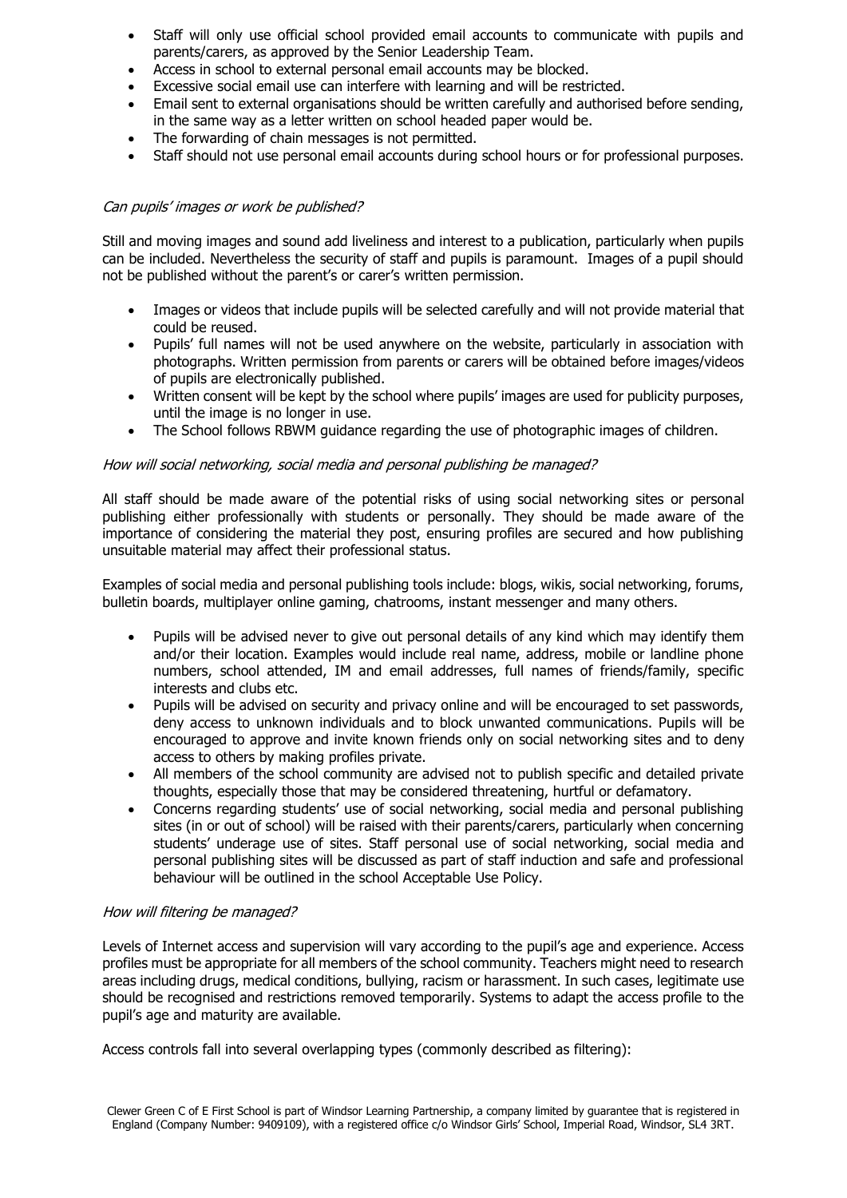- Staff will only use official school provided email accounts to communicate with pupils and parents/carers, as approved by the Senior Leadership Team.
- Access in school to external personal email accounts may be blocked.
- Excessive social email use can interfere with learning and will be restricted.
- Email sent to external organisations should be written carefully and authorised before sending, in the same way as a letter written on school headed paper would be.
- The forwarding of chain messages is not permitted.
- Staff should not use personal email accounts during school hours or for professional purposes.

*Can pupils' images or work be published?*

Still and moving images and sound add liveliness and interest to a publication, particularly when pupils can be included. Nevertheless the security of staff and pupils is paramount. Images of a pupil should not be published without the parent's or carer's written permission.

- Images or videos that include pupils will be selected carefully and will not provide material that could be reused.
- Pupils' full names will not be used anywhere on the website, particularly in association with photographs. Written permission from parents or carers will be obtained before images/videos of pupils are electronically published.
- Written consent will be kept by the school where pupils' images are used for publicity purposes, until the image is no longer in use.
- The School follows RBWM guidance regarding the use of photographic images of children.

*How will social networking, social media and personal publishing be managed?*

All staff should be made aware of the potential risks of using social networking sites or personal publishing either professionally with students or personally. They should be made aware of the importance of considering the material they post, ensuring profiles are secured and how publishing unsuitable material may affect their professional status.

Examples of social media and personal publishing tools include: blogs, wikis, social networking, forums, bulletin boards, multiplayer online gaming, chatrooms, instant messenger and many others.

- Pupils will be advised never to give out personal details of any kind which may identify them and/or their location. Examples would include real name, address, mobile or landline phone numbers, school attended, IM and email addresses, full names of friends/family, specific interests and clubs etc.
- Pupils will be advised on security and privacy online and will be encouraged to set passwords, deny access to unknown individuals and to block unwanted communications. Pupils will be encouraged to approve and invite known friends only on social networking sites and to deny access to others by making profiles private.
- All members of the school community are advised not to publish specific and detailed private thoughts, especially those that may be considered threatening, hurtful or defamatory.
- Concerns regarding students' use of social networking, social media and personal publishing sites (in or out of school) will be raised with their parents/carers, particularly when concerning students' underage use of sites. Staff personal use of social networking, social media and personal publishing sites will be discussed as part of staff induction and safe and professional behaviour will be outlined in the school Acceptable Use Policy.

*How will filtering be managed?*

Levels of Internet access and supervision will vary according to the pupil's age and experience. Access profiles must be appropriate for all members of the school community. Teachers might need to research areas including drugs, medical conditions, bullying, racism or harassment. In such cases, legitimate use should be recognised and restrictions removed temporarily. Systems to adapt the access profile to the pupil's age and maturity are available.

Access controls fall into several overlapping types (commonly described as filtering):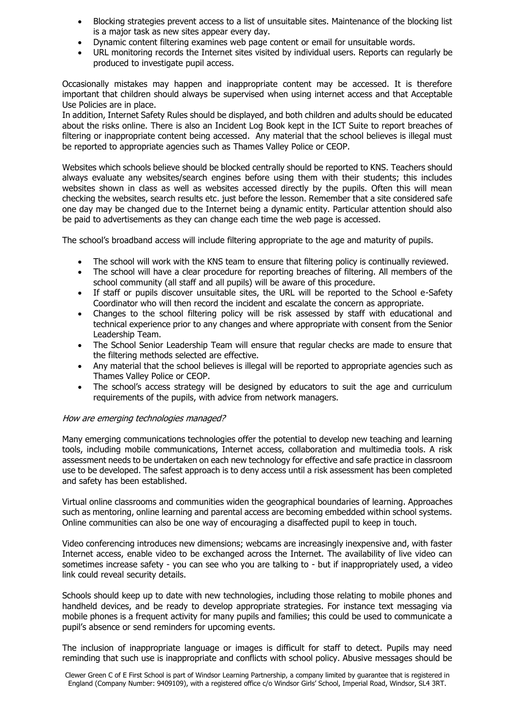- Blocking strategies prevent access to a list of unsuitable sites. Maintenance of the blocking list is a major task as new sites appear every day.
- Dynamic content filtering examines web page content or email for unsuitable words.
- URL monitoring records the Internet sites visited by individual users. Reports can regularly be produced to investigate pupil access.

Occasionally mistakes may happen and inappropriate content may be accessed. It is therefore important that children should always be supervised when using internet access and that Acceptable Use Policies are in place.
In addition, Internet Safety Rules should be displayed, and both children and adults should be educated about the risks online. There is also an Incident Log Book kept in the ICT Suite to report breaches of filtering or inappropriate content being accessed. Any material that the school believes is illegal must be reported to appropriate agencies such as Thames Valley Police or CEOP.

Websites which schools believe should be blocked centrally should be reported to KNS. Teachers should always evaluate any websites/search engines before using them with their students; this includes websites shown in class as well as websites accessed directly by the pupils. Often this will mean checking the websites, search results etc. just before the lesson. Remember that a site considered safe one day may be changed due to the Internet being a dynamic entity. Particular attention should also be paid to advertisements as they can change each time the web page is accessed.

The school's broadband access will include filtering appropriate to the age and maturity of pupils.

- The school will work with the KNS team to ensure that filtering policy is continually reviewed.
- The school will have a clear procedure for reporting breaches of filtering. All members of the school community (all staff and all pupils) will be aware of this procedure.
- If staff or pupils discover unsuitable sites, the URL will be reported to the School e-Safety Coordinator who will then record the incident and escalate the concern as appropriate.
- Changes to the school filtering policy will be risk assessed by staff with educational and technical experience prior to any changes and where appropriate with consent from the Senior Leadership Team.
- The School Senior Leadership Team will ensure that regular checks are made to ensure that the filtering methods selected are effective.
- Any material that the school believes is illegal will be reported to appropriate agencies such as Thames Valley Police or CEOP.
- The school's access strategy will be designed by educators to suit the age and curriculum requirements of the pupils, with advice from network managers.

*How are emerging technologies managed?*

Many emerging communications technologies offer the potential to develop new teaching and learning tools, including mobile communications, Internet access, collaboration and multimedia tools. A risk assessment needs to be undertaken on each new technology for effective and safe practice in classroom use to be developed. The safest approach is to deny access until a risk assessment has been completed and safety has been established.

Virtual online classrooms and communities widen the geographical boundaries of learning. Approaches such as mentoring, online learning and parental access are becoming embedded within school systems. Online communities can also be one way of encouraging a disaffected pupil to keep in touch.

Video conferencing introduces new dimensions; webcams are increasingly inexpensive and, with faster Internet access, enable video to be exchanged across the Internet. The availability of live video can sometimes increase safety - you can see who you are talking to - but if inappropriately used, a video link could reveal security details.

Schools should keep up to date with new technologies, including those relating to mobile phones and handheld devices, and be ready to develop appropriate strategies. For instance text messaging via mobile phones is a frequent activity for many pupils and families; this could be used to communicate a pupil's absence or send reminders for upcoming events.

The inclusion of inappropriate language or images is difficult for staff to detect. Pupils may need reminding that such use is inappropriate and conflicts with school policy. Abusive messages should be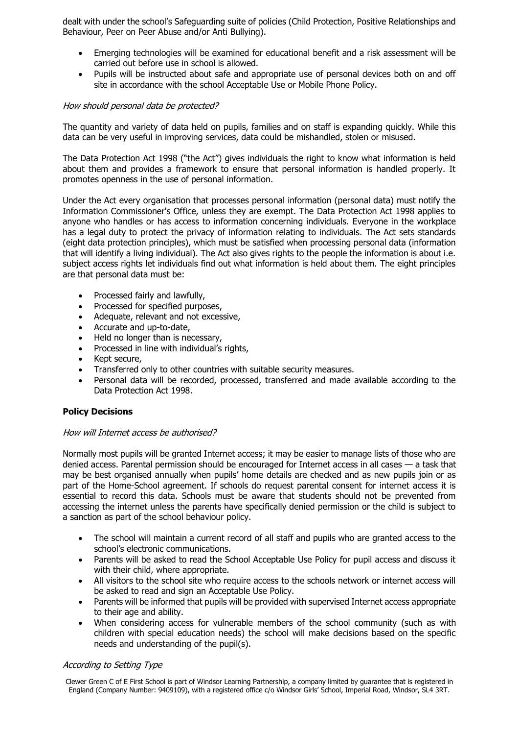dealt with under the school's Safeguarding suite of policies (Child Protection, Positive Relationships and Behaviour, Peer on Peer Abuse and/or Anti Bullying).

- Emerging technologies will be examined for educational benefit and a risk assessment will be carried out before use in school is allowed.
- Pupils will be instructed about safe and appropriate use of personal devices both on and off site in accordance with the school Acceptable Use or Mobile Phone Policy.

*How should personal data be protected?*

The quantity and variety of data held on pupils, families and on staff is expanding quickly. While this data can be very useful in improving services, data could be mishandled, stolen or misused.

The Data Protection Act 1998 ("the Act") gives individuals the right to know what information is held about them and provides a framework to ensure that personal information is handled properly. It promotes openness in the use of personal information.

Under the Act every organisation that processes personal information (personal data) must notify the Information Commissioner's Office, unless they are exempt. The Data Protection Act 1998 applies to anyone who handles or has access to information concerning individuals. Everyone in the workplace has a legal duty to protect the privacy of information relating to individuals. The Act sets standards (eight data protection principles), which must be satisfied when processing personal data (information that will identify a living individual). The Act also gives rights to the people the information is about i.e. subject access rights let individuals find out what information is held about them. The eight principles are that personal data must be:

- Processed fairly and lawfully,
- Processed for specified purposes,
- Adequate, relevant and not excessive,
- Accurate and up-to-date,
- Held no longer than is necessary,
- Processed in line with individual's rights,
- Kept secure,
- Transferred only to other countries with suitable security measures.
- Personal data will be recorded, processed, transferred and made available according to the Data Protection Act 1998.

**Policy Decisions**

*How will Internet access be authorised?*

Normally most pupils will be granted Internet access; it may be easier to manage lists of those who are denied access. Parental permission should be encouraged for Internet access in all cases — a task that may be best organised annually when pupils' home details are checked and as new pupils join or as part of the Home-School agreement. If schools do request parental consent for internet access it is essential to record this data. Schools must be aware that students should not be prevented from accessing the internet unless the parents have specifically denied permission or the child is subject to a sanction as part of the school behaviour policy.

- The school will maintain a current record of all staff and pupils who are granted access to the school's electronic communications.
- Parents will be asked to read the School Acceptable Use Policy for pupil access and discuss it with their child, where appropriate.
- All visitors to the school site who require access to the schools network or internet access will be asked to read and sign an Acceptable Use Policy.
- Parents will be informed that pupils will be provided with supervised Internet access appropriate to their age and ability.
- When considering access for vulnerable members of the school community (such as with children with special education needs) the school will make decisions based on the specific needs and understanding of the pupil(s).

*According to Setting Type*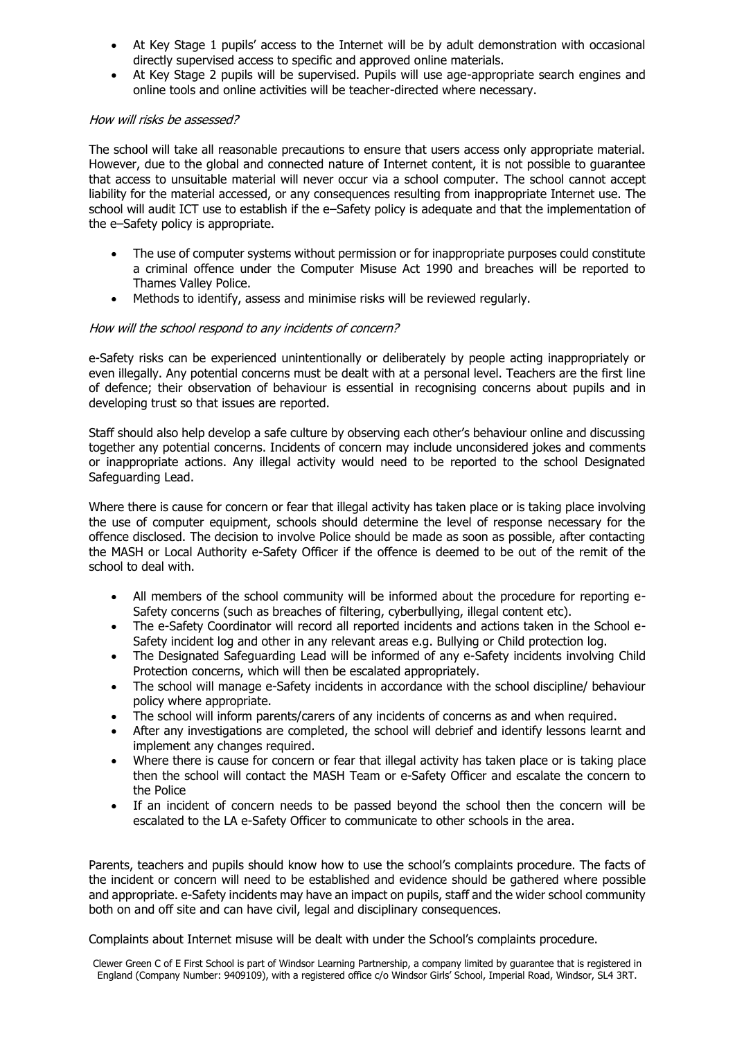- At Key Stage 1 pupils' access to the Internet will be by adult demonstration with occasional directly supervised access to specific and approved online materials.
- At Key Stage 2 pupils will be supervised. Pupils will use age-appropriate search engines and online tools and online activities will be teacher-directed where necessary.

*How will risks be assessed?*

The school will take all reasonable precautions to ensure that users access only appropriate material. However, due to the global and connected nature of Internet content, it is not possible to guarantee that access to unsuitable material will never occur via a school computer. The school cannot accept liability for the material accessed, or any consequences resulting from inappropriate Internet use. The school will audit ICT use to establish if the e–Safety policy is adequate and that the implementation of the e–Safety policy is appropriate.

- The use of computer systems without permission or for inappropriate purposes could constitute a criminal offence under the Computer Misuse Act 1990 and breaches will be reported to Thames Valley Police.
- Methods to identify, assess and minimise risks will be reviewed regularly.

*How will the school respond to any incidents of concern?*

e-Safety risks can be experienced unintentionally or deliberately by people acting inappropriately or even illegally. Any potential concerns must be dealt with at a personal level. Teachers are the first line of defence; their observation of behaviour is essential in recognising concerns about pupils and in developing trust so that issues are reported.

Staff should also help develop a safe culture by observing each other's behaviour online and discussing together any potential concerns. Incidents of concern may include unconsidered jokes and comments or inappropriate actions. Any illegal activity would need to be reported to the school Designated Safeguarding Lead.

Where there is cause for concern or fear that illegal activity has taken place or is taking place involving the use of computer equipment, schools should determine the level of response necessary for the offence disclosed. The decision to involve Police should be made as soon as possible, after contacting the MASH or Local Authority e-Safety Officer if the offence is deemed to be out of the remit of the school to deal with.

- All members of the school community will be informed about the procedure for reporting e-Safety concerns (such as breaches of filtering, cyberbullying, illegal content etc).
- The e-Safety Coordinator will record all reported incidents and actions taken in the School e-Safety incident log and other in any relevant areas e.g. Bullying or Child protection log.
- The Designated Safeguarding Lead will be informed of any e-Safety incidents involving Child Protection concerns, which will then be escalated appropriately.
- The school will manage e-Safety incidents in accordance with the school discipline/ behaviour policy where appropriate.
- The school will inform parents/carers of any incidents of concerns as and when required.
- After any investigations are completed, the school will debrief and identify lessons learnt and implement any changes required.
- Where there is cause for concern or fear that illegal activity has taken place or is taking place then the school will contact the MASH Team or e-Safety Officer and escalate the concern to the Police
- If an incident of concern needs to be passed beyond the school then the concern will be escalated to the LA e-Safety Officer to communicate to other schools in the area.

Parents, teachers and pupils should know how to use the school's complaints procedure. The facts of the incident or concern will need to be established and evidence should be gathered where possible and appropriate. e-Safety incidents may have an impact on pupils, staff and the wider school community both on and off site and can have civil, legal and disciplinary consequences.

Complaints about Internet misuse will be dealt with under the School's complaints procedure.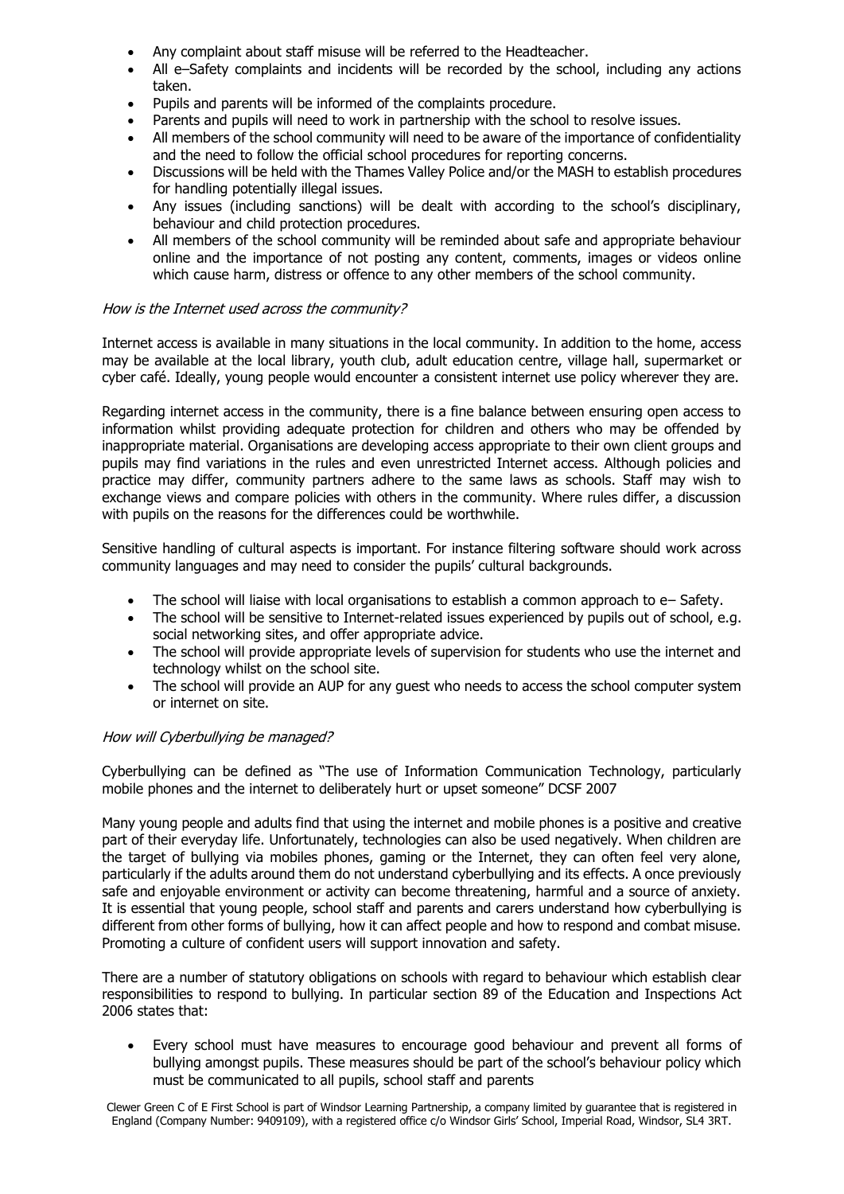- Any complaint about staff misuse will be referred to the Headteacher.
- All e–Safety complaints and incidents will be recorded by the school, including any actions taken.
- Pupils and parents will be informed of the complaints procedure.
- Parents and pupils will need to work in partnership with the school to resolve issues.
- All members of the school community will need to be aware of the importance of confidentiality and the need to follow the official school procedures for reporting concerns.
- Discussions will be held with the Thames Valley Police and/or the MASH to establish procedures for handling potentially illegal issues.
- Any issues (including sanctions) will be dealt with according to the school's disciplinary, behaviour and child protection procedures.
- All members of the school community will be reminded about safe and appropriate behaviour online and the importance of not posting any content, comments, images or videos online which cause harm, distress or offence to any other members of the school community.

*How is the Internet used across the community?*

Internet access is available in many situations in the local community. In addition to the home, access may be available at the local library, youth club, adult education centre, village hall, supermarket or cyber café. Ideally, young people would encounter a consistent internet use policy wherever they are.

Regarding internet access in the community, there is a fine balance between ensuring open access to information whilst providing adequate protection for children and others who may be offended by inappropriate material. Organisations are developing access appropriate to their own client groups and pupils may find variations in the rules and even unrestricted Internet access. Although policies and practice may differ, community partners adhere to the same laws as schools. Staff may wish to exchange views and compare policies with others in the community. Where rules differ, a discussion with pupils on the reasons for the differences could be worthwhile.

Sensitive handling of cultural aspects is important. For instance filtering software should work across community languages and may need to consider the pupils' cultural backgrounds.

- The school will liaise with local organisations to establish a common approach to e– Safety.
- The school will be sensitive to Internet-related issues experienced by pupils out of school, e.g. social networking sites, and offer appropriate advice.
- The school will provide appropriate levels of supervision for students who use the internet and technology whilst on the school site.
- The school will provide an AUP for any guest who needs to access the school computer system or internet on site.

*How will Cyberbullying be managed?*

Cyberbullying can be defined as "The use of Information Communication Technology, particularly mobile phones and the internet to deliberately hurt or upset someone" DCSF 2007

Many young people and adults find that using the internet and mobile phones is a positive and creative part of their everyday life. Unfortunately, technologies can also be used negatively. When children are the target of bullying via mobiles phones, gaming or the Internet, they can often feel very alone, particularly if the adults around them do not understand cyberbullying and its effects. A once previously safe and enjoyable environment or activity can become threatening, harmful and a source of anxiety. It is essential that young people, school staff and parents and carers understand how cyberbullying is different from other forms of bullying, how it can affect people and how to respond and combat misuse. Promoting a culture of confident users will support innovation and safety.

There are a number of statutory obligations on schools with regard to behaviour which establish clear responsibilities to respond to bullying. In particular section 89 of the Education and Inspections Act 2006 states that:

- Every school must have measures to encourage good behaviour and prevent all forms of bullying amongst pupils. These measures should be part of the school's behaviour policy which must be communicated to all pupils, school staff and parents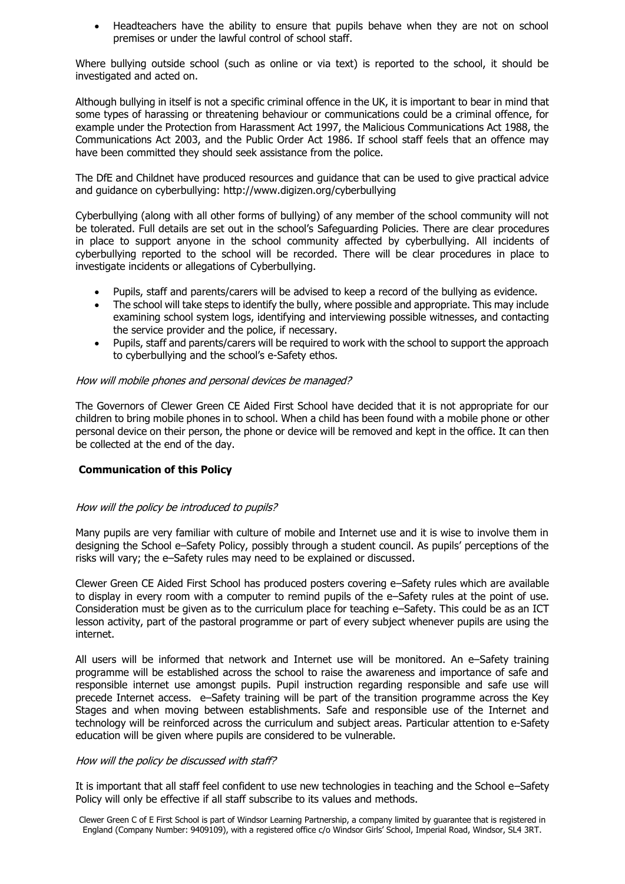- Headteachers have the ability to ensure that pupils behave when they are not on school premises or under the lawful control of school staff.

Where bullying outside school (such as online or via text) is reported to the school, it should be investigated and acted on.

Although bullying in itself is not a specific criminal offence in the UK, it is important to bear in mind that some types of harassing or threatening behaviour or communications could be a criminal offence, for example under the Protection from Harassment Act 1997, the Malicious Communications Act 1988, the Communications Act 2003, and the Public Order Act 1986. If school staff feels that an offence may have been committed they should seek assistance from the police.

The DfE and Childnet have produced resources and guidance that can be used to give practical advice and guidance on cyberbullying: http://www.digizen.org/cyberbullying

Cyberbullying (along with all other forms of bullying) of any member of the school community will not be tolerated. Full details are set out in the school's Safeguarding Policies. There are clear procedures in place to support anyone in the school community affected by cyberbullying. All incidents of cyberbullying reported to the school will be recorded. There will be clear procedures in place to investigate incidents or allegations of Cyberbullying.

- Pupils, staff and parents/carers will be advised to keep a record of the bullying as evidence.
- The school will take steps to identify the bully, where possible and appropriate. This may include examining school system logs, identifying and interviewing possible witnesses, and contacting the service provider and the police, if necessary.
- Pupils, staff and parents/carers will be required to work with the school to support the approach to cyberbullying and the school's e-Safety ethos.

*How will mobile phones and personal devices be managed?*

The Governors of Clewer Green CE Aided First School have decided that it is not appropriate for our children to bring mobile phones in to school. When a child has been found with a mobile phone or other personal device on their person, the phone or device will be removed and kept in the office. It can then be collected at the end of the day.

## Communication of this Policy

*How will the policy be introduced to pupils?*

Many pupils are very familiar with culture of mobile and Internet use and it is wise to involve them in designing the School e–Safety Policy, possibly through a student council. As pupils' perceptions of the risks will vary; the e–Safety rules may need to be explained or discussed.

Clewer Green CE Aided First School has produced posters covering e–Safety rules which are available to display in every room with a computer to remind pupils of the e–Safety rules at the point of use. Consideration must be given as to the curriculum place for teaching e–Safety. This could be as an ICT lesson activity, part of the pastoral programme or part of every subject whenever pupils are using the internet.

All users will be informed that network and Internet use will be monitored. An e–Safety training programme will be established across the school to raise the awareness and importance of safe and responsible internet use amongst pupils. Pupil instruction regarding responsible and safe use will precede Internet access. e–Safety training will be part of the transition programme across the Key Stages and when moving between establishments. Safe and responsible use of the Internet and technology will be reinforced across the curriculum and subject areas. Particular attention to e-Safety education will be given where pupils are considered to be vulnerable.

*How will the policy be discussed with staff?*

It is important that all staff feel confident to use new technologies in teaching and the School e–Safety Policy will only be effective if all staff subscribe to its values and methods.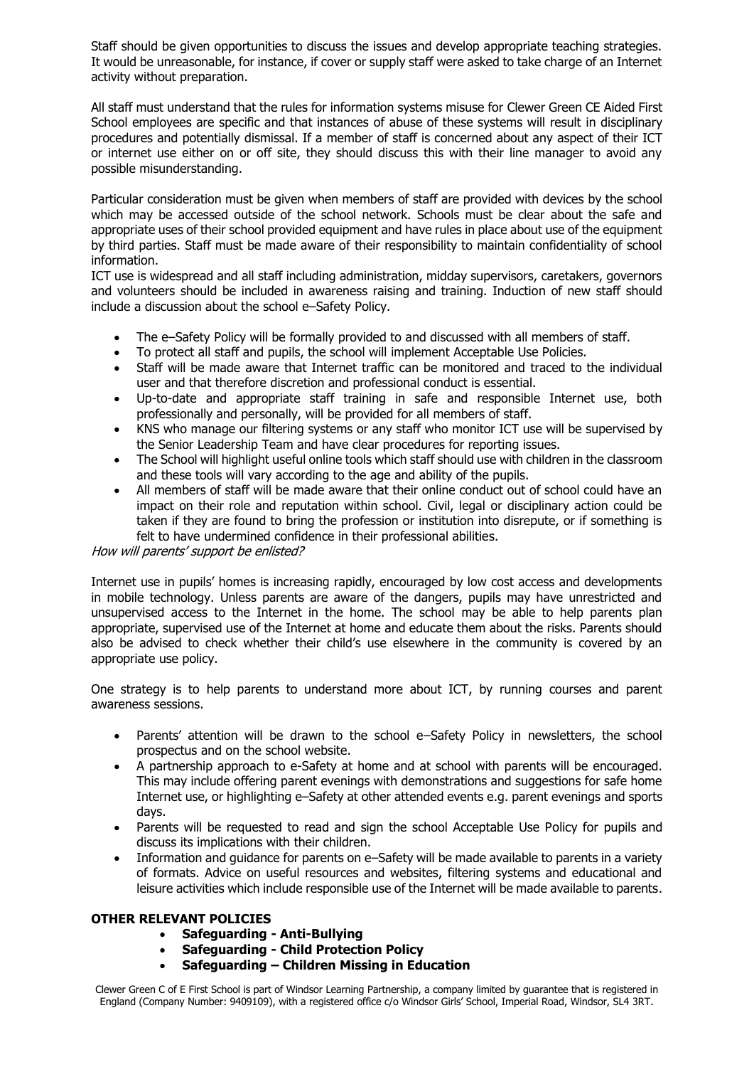Staff should be given opportunities to discuss the issues and develop appropriate teaching strategies. It would be unreasonable, for instance, if cover or supply staff were asked to take charge of an Internet activity without preparation.

All staff must understand that the rules for information systems misuse for Clewer Green CE Aided First School employees are specific and that instances of abuse of these systems will result in disciplinary procedures and potentially dismissal. If a member of staff is concerned about any aspect of their ICT or internet use either on or off site, they should discuss this with their line manager to avoid any possible misunderstanding.

Particular consideration must be given when members of staff are provided with devices by the school which may be accessed outside of the school network. Schools must be clear about the safe and appropriate uses of their school provided equipment and have rules in place about use of the equipment by third parties. Staff must be made aware of their responsibility to maintain confidentiality of school information.

ICT use is widespread and all staff including administration, midday supervisors, caretakers, governors and volunteers should be included in awareness raising and training. Induction of new staff should include a discussion about the school e–Safety Policy.

- The e–Safety Policy will be formally provided to and discussed with all members of staff.
- To protect all staff and pupils, the school will implement Acceptable Use Policies.
- Staff will be made aware that Internet traffic can be monitored and traced to the individual user and that therefore discretion and professional conduct is essential.
- Up-to-date and appropriate staff training in safe and responsible Internet use, both professionally and personally, will be provided for all members of staff.
- KNS who manage our filtering systems or any staff who monitor ICT use will be supervised by the Senior Leadership Team and have clear procedures for reporting issues.
- The School will highlight useful online tools which staff should use with children in the classroom and these tools will vary according to the age and ability of the pupils.
- All members of staff will be made aware that their online conduct out of school could have an impact on their role and reputation within school. Civil, legal or disciplinary action could be taken if they are found to bring the profession or institution into disrepute, or if something is felt to have undermined confidence in their professional abilities.

*How will parents' support be enlisted?*

Internet use in pupils' homes is increasing rapidly, encouraged by low cost access and developments in mobile technology. Unless parents are aware of the dangers, pupils may have unrestricted and unsupervised access to the Internet in the home. The school may be able to help parents plan appropriate, supervised use of the Internet at home and educate them about the risks. Parents should also be advised to check whether their child's use elsewhere in the community is covered by an appropriate use policy.

One strategy is to help parents to understand more about ICT, by running courses and parent awareness sessions.

- Parents' attention will be drawn to the school e–Safety Policy in newsletters, the school prospectus and on the school website.
- A partnership approach to e-Safety at home and at school with parents will be encouraged. This may include offering parent evenings with demonstrations and suggestions for safe home Internet use, or highlighting e–Safety at other attended events e.g. parent evenings and sports days.
- Parents will be requested to read and sign the school Acceptable Use Policy for pupils and discuss its implications with their children.
- Information and guidance for parents on e–Safety will be made available to parents in a variety of formats. Advice on useful resources and websites, filtering systems and educational and leisure activities which include responsible use of the Internet will be made available to parents.

**OTHER RELEVANT POLICIES**

- **Safeguarding - Anti-Bullying**
- **Safeguarding - Child Protection Policy**
- **Safeguarding – Children Missing in Education**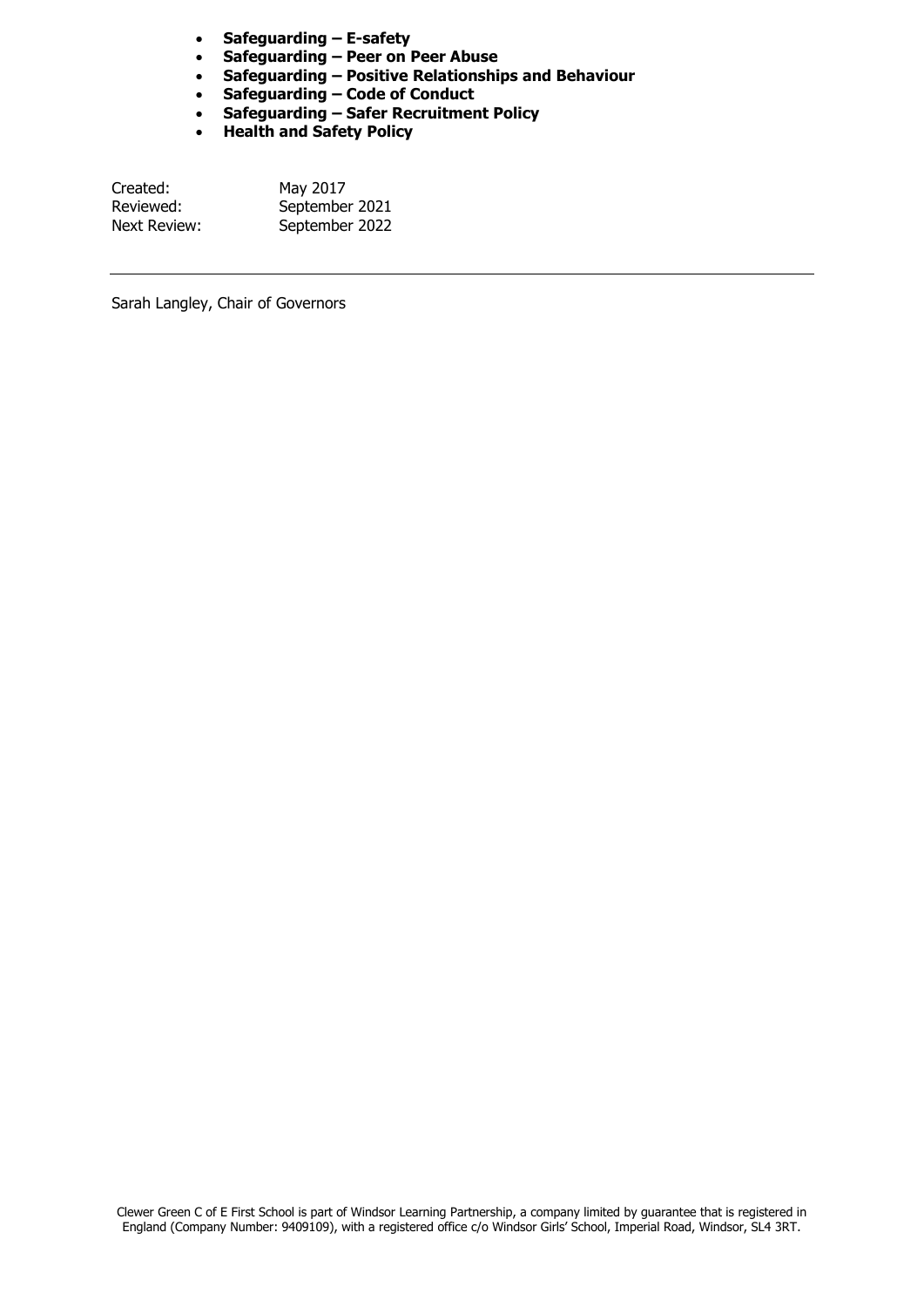- **Safeguarding – E-safety**
- **Safeguarding – Peer on Peer Abuse**
- **Safeguarding – Positive Relationships and Behaviour**
- **Safeguarding – Code of Conduct**
- **Safeguarding – Safer Recruitment Policy**
- **Health and Safety Policy**

| | |
|---|---|
| Created: | May 2017 |
| Reviewed: | September 2021 |
| Next Review: | September 2022 |

---

Sarah Langley, Chair of Governors

Clewer Green C of E First School is part of Windsor Learning Partnership, a company limited by guarantee that is registered in England (Company Number: 9409109), with a registered office c/o Windsor Girls' School, Imperial Road, Windsor, SL4 3RT.